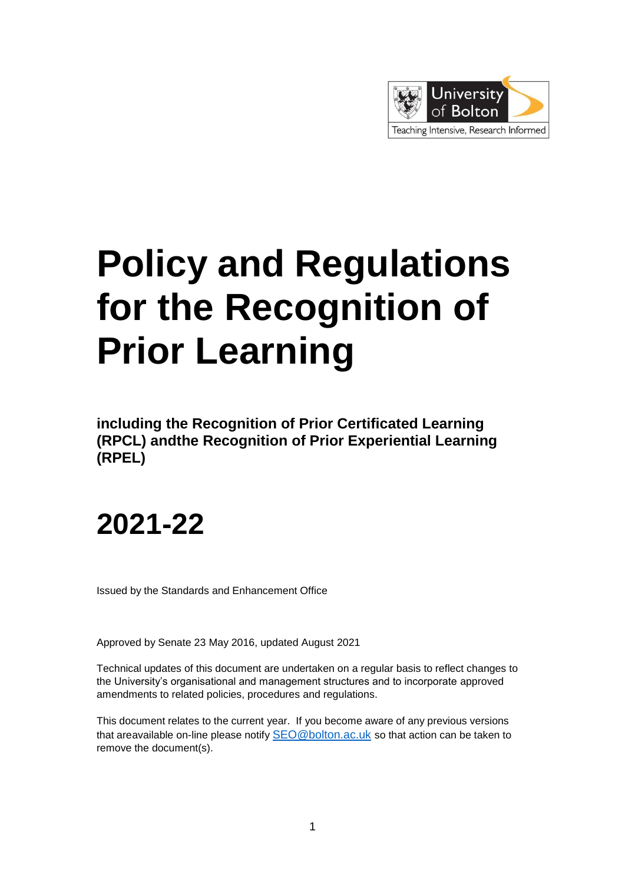# Policy and Regulations for the Recognition of Prior Learning

**including the Recognition of Prior Certificated Learning (RPCL) andthe Recognition of Prior Experiential Learning (RPEL)**

# 2021-22

Issued by the Standards and Enhancement Office

Approved by Senate 23 May 2016, updated August 2021

Technical updates of this document are undertaken on a regular basis to reflect changes to the University's organisational and management structures and to incorporate approved amendments to related policies, procedures and regulations.

This document relates to the current year. If you become aware of any previous versions that areavailable on-line please notify SEO@bolton.ac.uk so that action can be taken to remove the document(s).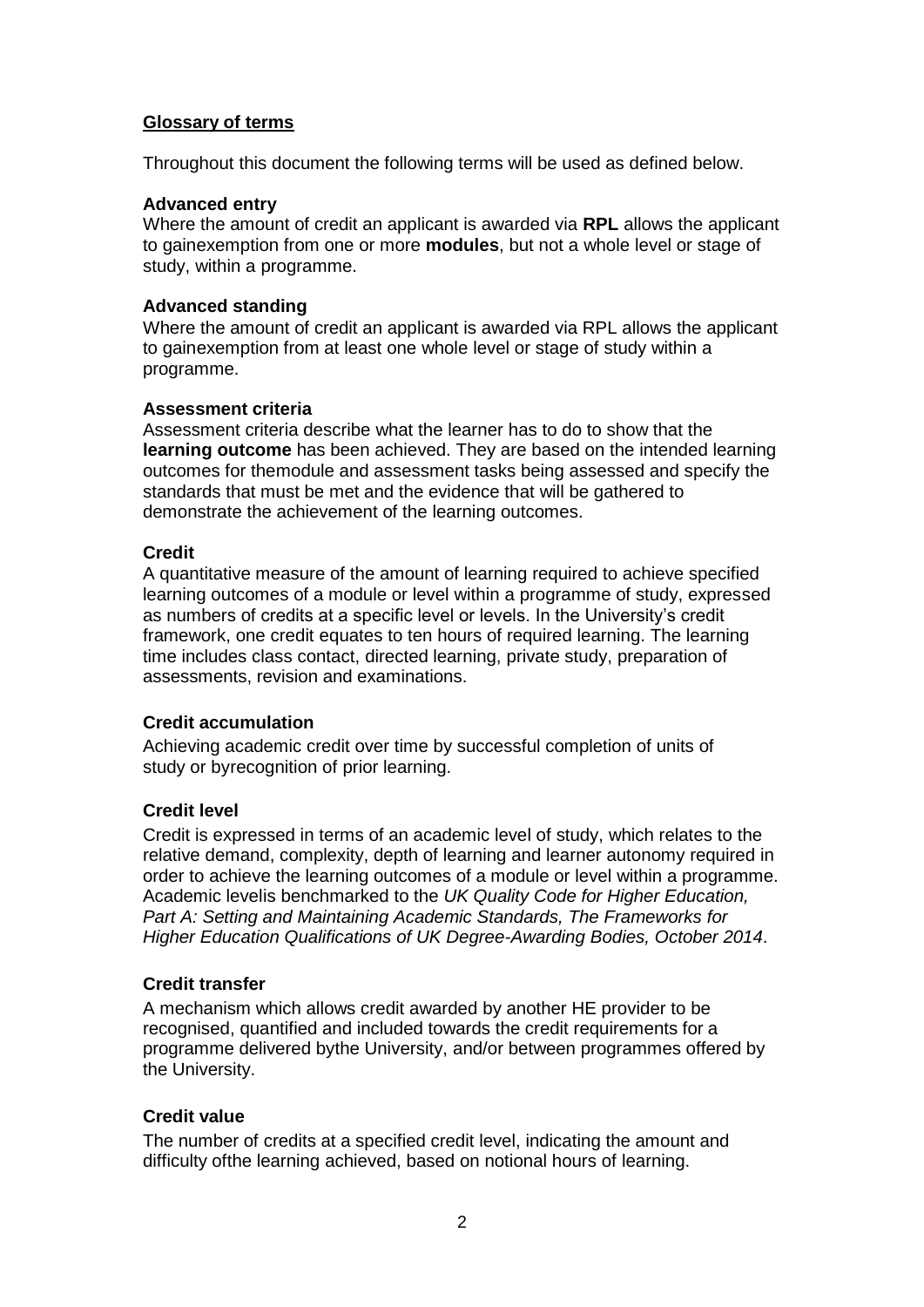## **Glossary of terms**

Throughout this document the following terms will be used as defined below.

**Advanced entry**

Where the amount of credit an applicant is awarded via **RPL** allows the applicant to gainexemption from one or more **modules**, but not a whole level or stage of study, within a programme.

**Advanced standing**

Where the amount of credit an applicant is awarded via RPL allows the applicant to gainexemption from at least one whole level or stage of study within a programme.

**Assessment criteria**

Assessment criteria describe what the learner has to do to show that the **learning outcome** has been achieved. They are based on the intended learning outcomes for themodule and assessment tasks being assessed and specify the standards that must be met and the evidence that will be gathered to demonstrate the achievement of the learning outcomes.

**Credit**

A quantitative measure of the amount of learning required to achieve specified learning outcomes of a module or level within a programme of study, expressed as numbers of credits at a specific level or levels. In the University's credit framework, one credit equates to ten hours of required learning. The learning time includes class contact, directed learning, private study, preparation of assessments, revision and examinations.

**Credit accumulation**

Achieving academic credit over time by successful completion of units of study or byrecognition of prior learning.

**Credit level**

Credit is expressed in terms of an academic level of study, which relates to the relative demand, complexity, depth of learning and learner autonomy required in order to achieve the learning outcomes of a module or level within a programme. Academic levelis benchmarked to the *UK Quality Code for Higher Education, Part A: Setting and Maintaining Academic Standards, The Frameworks for Higher Education Qualifications of UK Degree-Awarding Bodies, October 2014*.

**Credit transfer**

A mechanism which allows credit awarded by another HE provider to be recognised, quantified and included towards the credit requirements for a programme delivered bythe University, and/or between programmes offered by the University.

**Credit value**

The number of credits at a specified credit level, indicating the amount and difficulty ofthe learning achieved, based on notional hours of learning.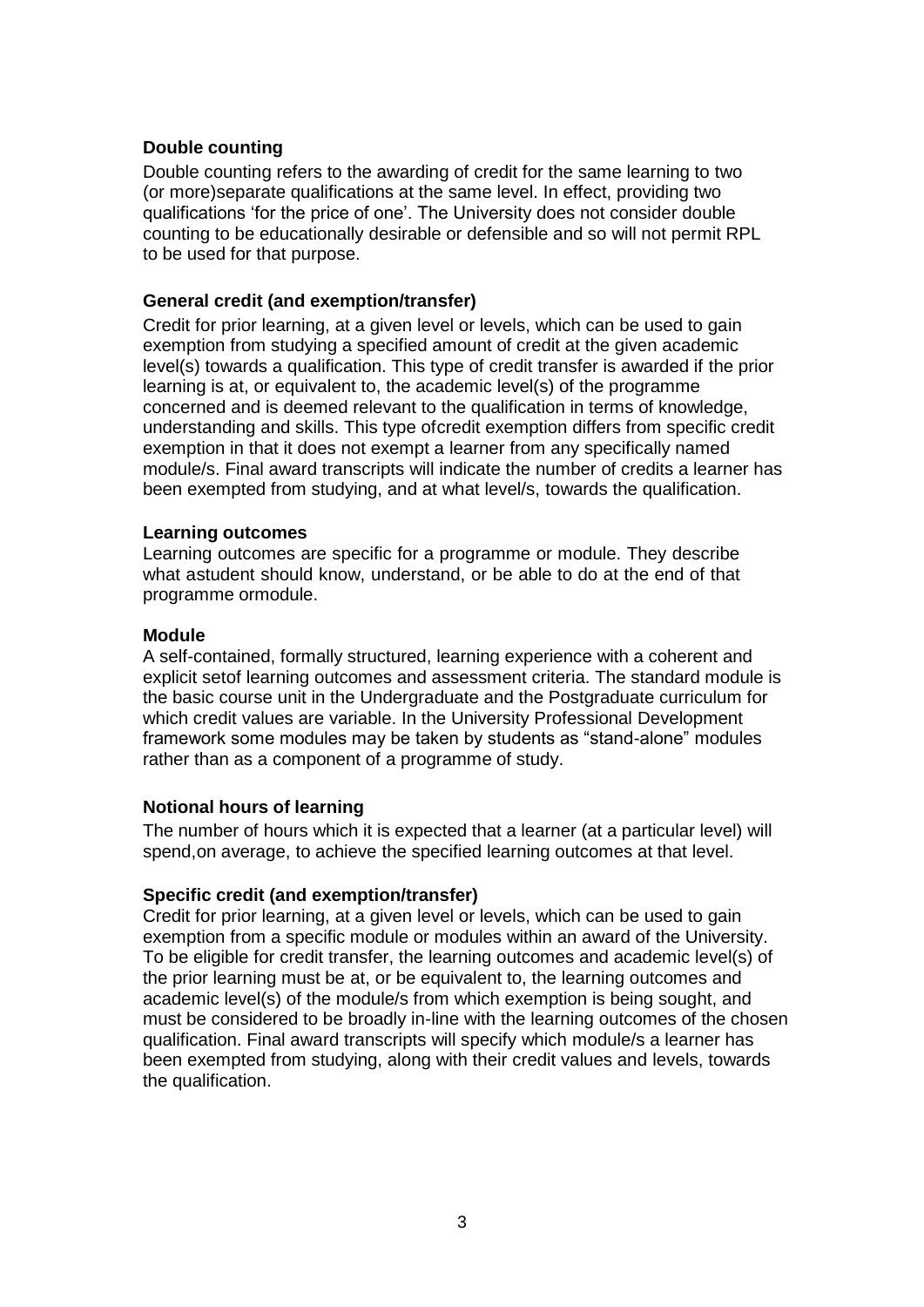**Double counting**

Double counting refers to the awarding of credit for the same learning to two (or more)separate qualifications at the same level. In effect, providing two qualifications 'for the price of one'. The University does not consider double counting to be educationally desirable or defensible and so will not permit RPL to be used for that purpose.

**General credit (and exemption/transfer)**

Credit for prior learning, at a given level or levels, which can be used to gain exemption from studying a specified amount of credit at the given academic level(s) towards a qualification. This type of credit transfer is awarded if the prior learning is at, or equivalent to, the academic level(s) of the programme concerned and is deemed relevant to the qualification in terms of knowledge, understanding and skills. This type ofcredit exemption differs from specific credit exemption in that it does not exempt a learner from any specifically named module/s. Final award transcripts will indicate the number of credits a learner has been exempted from studying, and at what level/s, towards the qualification.

**Learning outcomes**

Learning outcomes are specific for a programme or module. They describe what astudent should know, understand, or be able to do at the end of that programme ormodule.

**Module**

A self-contained, formally structured, learning experience with a coherent and explicit setof learning outcomes and assessment criteria. The standard module is the basic course unit in the Undergraduate and the Postgraduate curriculum for which credit values are variable. In the University Professional Development framework some modules may be taken by students as "stand-alone" modules rather than as a component of a programme of study.

**Notional hours of learning**

The number of hours which it is expected that a learner (at a particular level) will spend,on average, to achieve the specified learning outcomes at that level.

**Specific credit (and exemption/transfer)**

Credit for prior learning, at a given level or levels, which can be used to gain exemption from a specific module or modules within an award of the University. To be eligible for credit transfer, the learning outcomes and academic level(s) of the prior learning must be at, or be equivalent to, the learning outcomes and academic level(s) of the module/s from which exemption is being sought, and must be considered to be broadly in-line with the learning outcomes of the chosen qualification. Final award transcripts will specify which module/s a learner has been exempted from studying, along with their credit values and levels, towards the qualification.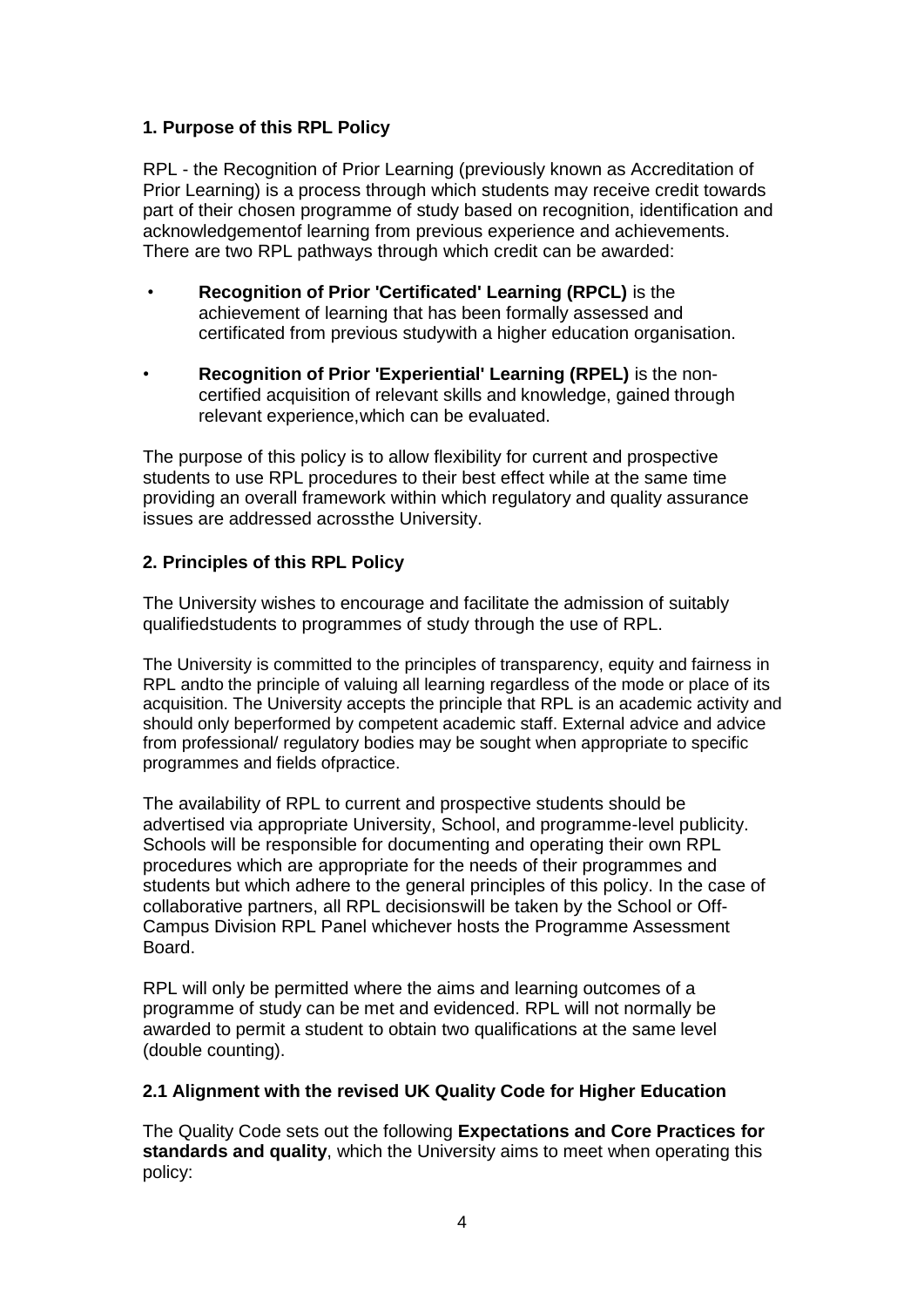## 1. Purpose of this RPL Policy

RPL - the Recognition of Prior Learning (previously known as Accreditation of Prior Learning) is a process through which students may receive credit towards part of their chosen programme of study based on recognition, identification and acknowledgementof learning from previous experience and achievements. There are two RPL pathways through which credit can be awarded:

- **Recognition of Prior 'Certificated' Learning (RPCL)** is the achievement of learning that has been formally assessed and certificated from previous studywith a higher education organisation.
- **Recognition of Prior 'Experiential' Learning (RPEL)** is the non-certified acquisition of relevant skills and knowledge, gained through relevant experience,which can be evaluated.

The purpose of this policy is to allow flexibility for current and prospective students to use RPL procedures to their best effect while at the same time providing an overall framework within which regulatory and quality assurance issues are addressed acrossthe University.

## 2. Principles of this RPL Policy

The University wishes to encourage and facilitate the admission of suitably qualifiedstudents to programmes of study through the use of RPL.

The University is committed to the principles of transparency, equity and fairness in RPL andto the principle of valuing all learning regardless of the mode or place of its acquisition. The University accepts the principle that RPL is an academic activity and should only beperformed by competent academic staff. External advice and advice from professional/ regulatory bodies may be sought when appropriate to specific programmes and fields ofpractice.

The availability of RPL to current and prospective students should be advertised via appropriate University, School, and programme-level publicity. Schools will be responsible for documenting and operating their own RPL procedures which are appropriate for the needs of their programmes and students but which adhere to the general principles of this policy. In the case of collaborative partners, all RPL decisionswill be taken by the School or Off-Campus Division RPL Panel whichever hosts the Programme Assessment Board.

RPL will only be permitted where the aims and learning outcomes of a programme of study can be met and evidenced. RPL will not normally be awarded to permit a student to obtain two qualifications at the same level (double counting).

### 2.1 Alignment with the revised UK Quality Code for Higher Education

The Quality Code sets out the following **Expectations and Core Practices for standards and quality**, which the University aims to meet when operating this policy: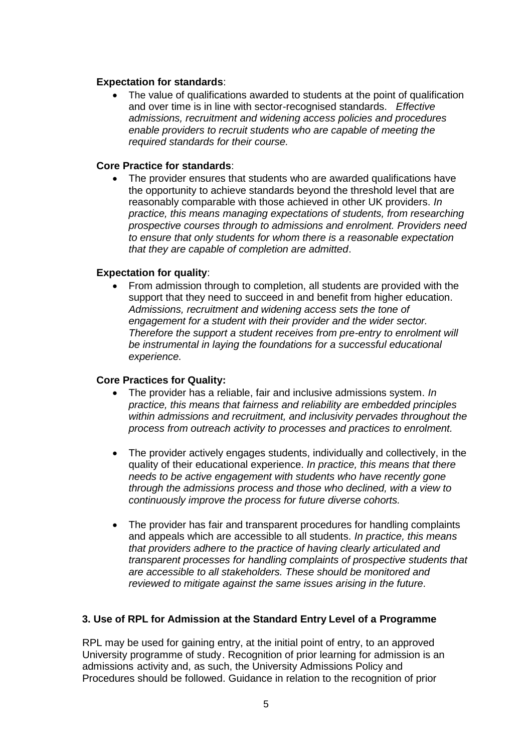**Expectation for standards**:

- The value of qualifications awarded to students at the point of qualification and over time is in line with sector-recognised standards. *Effective admissions, recruitment and widening access policies and procedures enable providers to recruit students who are capable of meeting the required standards for their course.*

**Core Practice for standards**:

- The provider ensures that students who are awarded qualifications have the opportunity to achieve standards beyond the threshold level that are reasonably comparable with those achieved in other UK providers. *In practice, this means managing expectations of students, from researching prospective courses through to admissions and enrolment. Providers need to ensure that only students for whom there is a reasonable expectation that they are capable of completion are admitted*.

**Expectation for quality**:

- From admission through to completion, all students are provided with the support that they need to succeed in and benefit from higher education. *Admissions, recruitment and widening access sets the tone of engagement for a student with their provider and the wider sector. Therefore the support a student receives from pre-entry to enrolment will be instrumental in laying the foundations for a successful educational experience.*

**Core Practices for Quality:**

- The provider has a reliable, fair and inclusive admissions system. *In practice, this means that fairness and reliability are embedded principles within admissions and recruitment, and inclusivity pervades throughout the process from outreach activity to processes and practices to enrolment.*

- The provider actively engages students, individually and collectively, in the quality of their educational experience. *In practice, this means that there needs to be active engagement with students who have recently gone through the admissions process and those who declined, with a view to continuously improve the process for future diverse cohorts.*

- The provider has fair and transparent procedures for handling complaints and appeals which are accessible to all students. *In practice, this means that providers adhere to the practice of having clearly articulated and transparent processes for handling complaints of prospective students that are accessible to all stakeholders. These should be monitored and reviewed to mitigate against the same issues arising in the future.*

## 3. Use of RPL for Admission at the Standard Entry Level of a Programme

RPL may be used for gaining entry, at the initial point of entry, to an approved University programme of study. Recognition of prior learning for admission is an admissions activity and, as such, the University Admissions Policy and Procedures should be followed. Guidance in relation to the recognition of prior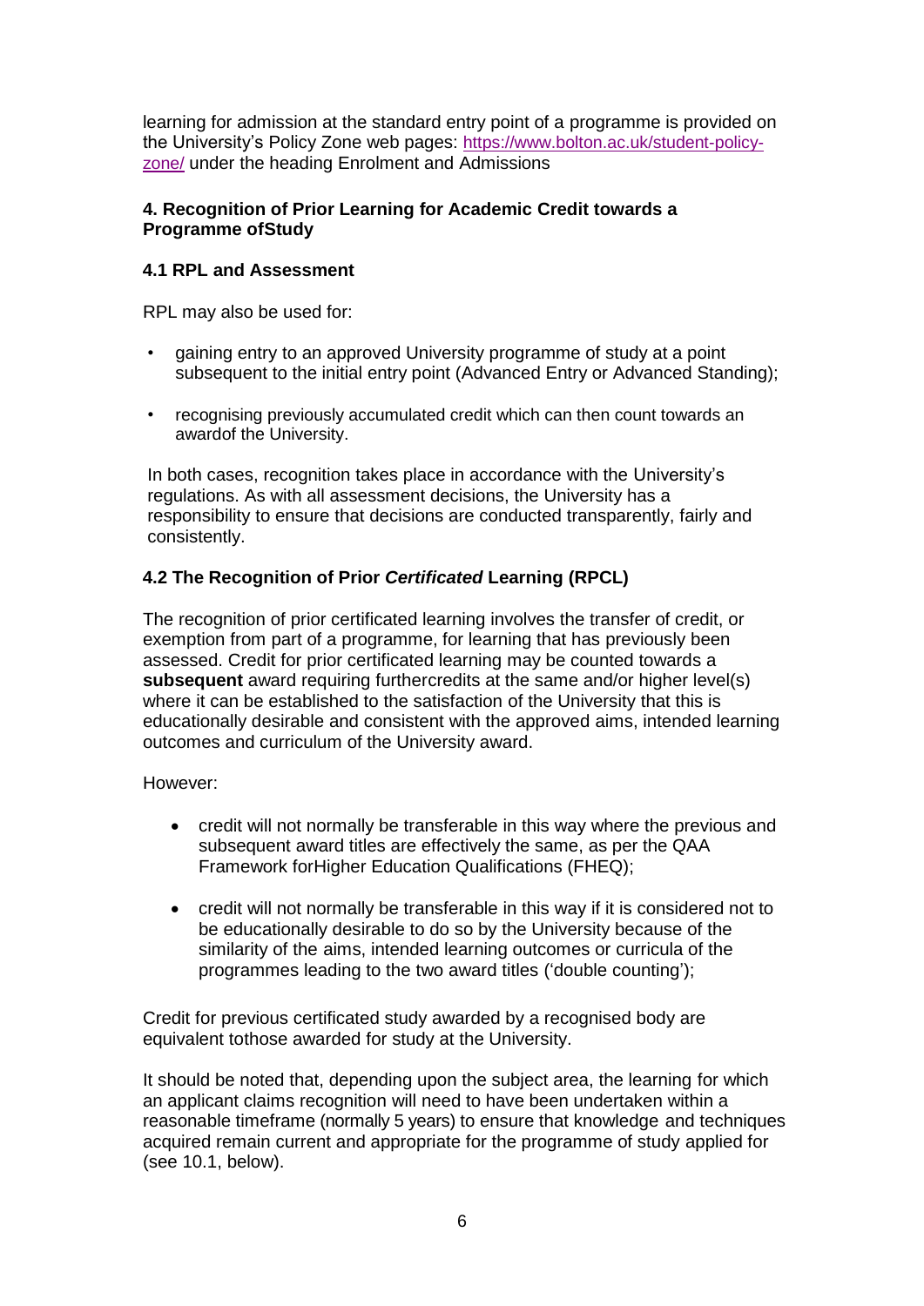learning for admission at the standard entry point of a programme is provided on the University's Policy Zone web pages: [https://www.bolton.ac.uk/student-policy-zone/](https://www.bolton.ac.uk/student-policy-zone/) under the heading Enrolment and Admissions

## 4. Recognition of Prior Learning for Academic Credit towards a Programme ofStudy

### 4.1 RPL and Assessment

RPL may also be used for:

- gaining entry to an approved University programme of study at a point subsequent to the initial entry point (Advanced Entry or Advanced Standing);
- recognising previously accumulated credit which can then count towards an awardof the University.

In both cases, recognition takes place in accordance with the University's regulations. As with all assessment decisions, the University has a responsibility to ensure that decisions are conducted transparently, fairly and consistently.

### 4.2 The Recognition of Prior *Certificated* Learning (RPCL)

The recognition of prior certificated learning involves the transfer of credit, or exemption from part of a programme, for learning that has previously been assessed. Credit for prior certificated learning may be counted towards a **subsequent** award requiring furthercredits at the same and/or higher level(s) where it can be established to the satisfaction of the University that this is educationally desirable and consistent with the approved aims, intended learning outcomes and curriculum of the University award.

However:

- credit will not normally be transferable in this way where the previous and subsequent award titles are effectively the same, as per the QAA Framework forHigher Education Qualifications (FHEQ);
- credit will not normally be transferable in this way if it is considered not to be educationally desirable to do so by the University because of the similarity of the aims, intended learning outcomes or curricula of the programmes leading to the two award titles ('double counting');

Credit for previous certificated study awarded by a recognised body are equivalent tothose awarded for study at the University.

It should be noted that, depending upon the subject area, the learning for which an applicant claims recognition will need to have been undertaken within a reasonable timeframe (normally 5 years) to ensure that knowledge and techniques acquired remain current and appropriate for the programme of study applied for (see 10.1, below).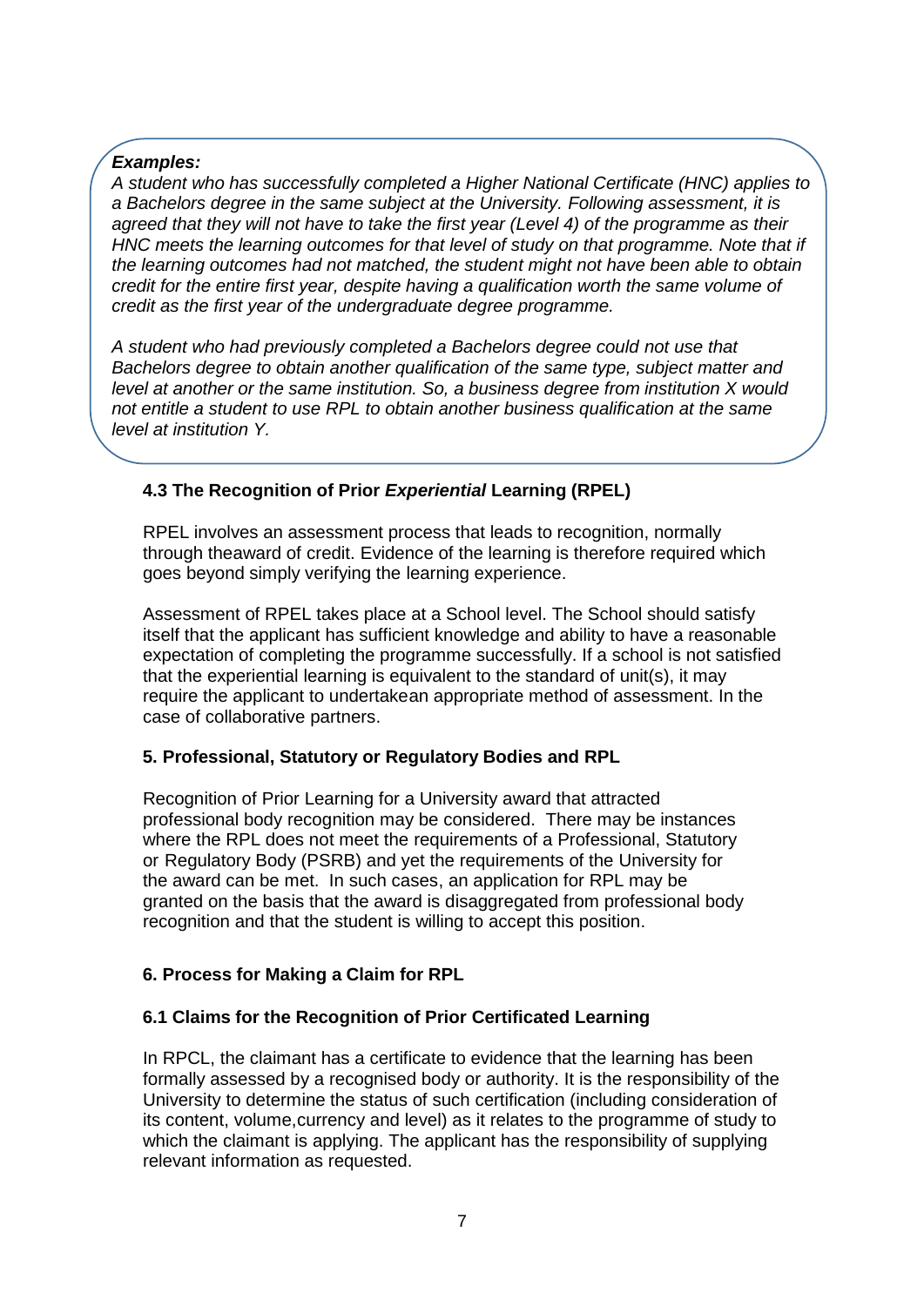***Examples:***
*A student who has successfully completed a Higher National Certificate (HNC) applies to a Bachelors degree in the same subject at the University. Following assessment, it is agreed that they will not have to take the first year (Level 4) of the programme as their HNC meets the learning outcomes for that level of study on that programme. Note that if the learning outcomes had not matched, the student might not have been able to obtain credit for the entire first year, despite having a qualification worth the same volume of credit as the first year of the undergraduate degree programme.*

*A student who had previously completed a Bachelors degree could not use that Bachelors degree to obtain another qualification of the same type, subject matter and level at another or the same institution. So, a business degree from institution X would not entitle a student to use RPL to obtain another business qualification at the same level at institution Y.*

### 4.3 The Recognition of Prior *Experiential* Learning (RPEL)

RPEL involves an assessment process that leads to recognition, normally through theaward of credit. Evidence of the learning is therefore required which goes beyond simply verifying the learning experience.

Assessment of RPEL takes place at a School level. The School should satisfy itself that the applicant has sufficient knowledge and ability to have a reasonable expectation of completing the programme successfully. If a school is not satisfied that the experiential learning is equivalent to the standard of unit(s), it may require the applicant to undertakean appropriate method of assessment. In the case of collaborative partners.

## 5. Professional, Statutory or Regulatory Bodies and RPL

Recognition of Prior Learning for a University award that attracted professional body recognition may be considered. There may be instances where the RPL does not meet the requirements of a Professional, Statutory or Regulatory Body (PSRB) and yet the requirements of the University for the award can be met. In such cases, an application for RPL may be granted on the basis that the award is disaggregated from professional body recognition and that the student is willing to accept this position.

## 6. Process for Making a Claim for RPL

### 6.1 Claims for the Recognition of Prior Certificated Learning

In RPCL, the claimant has a certificate to evidence that the learning has been formally assessed by a recognised body or authority. It is the responsibility of the University to determine the status of such certification (including consideration of its content, volume,currency and level) as it relates to the programme of study to which the claimant is applying. The applicant has the responsibility of supplying relevant information as requested.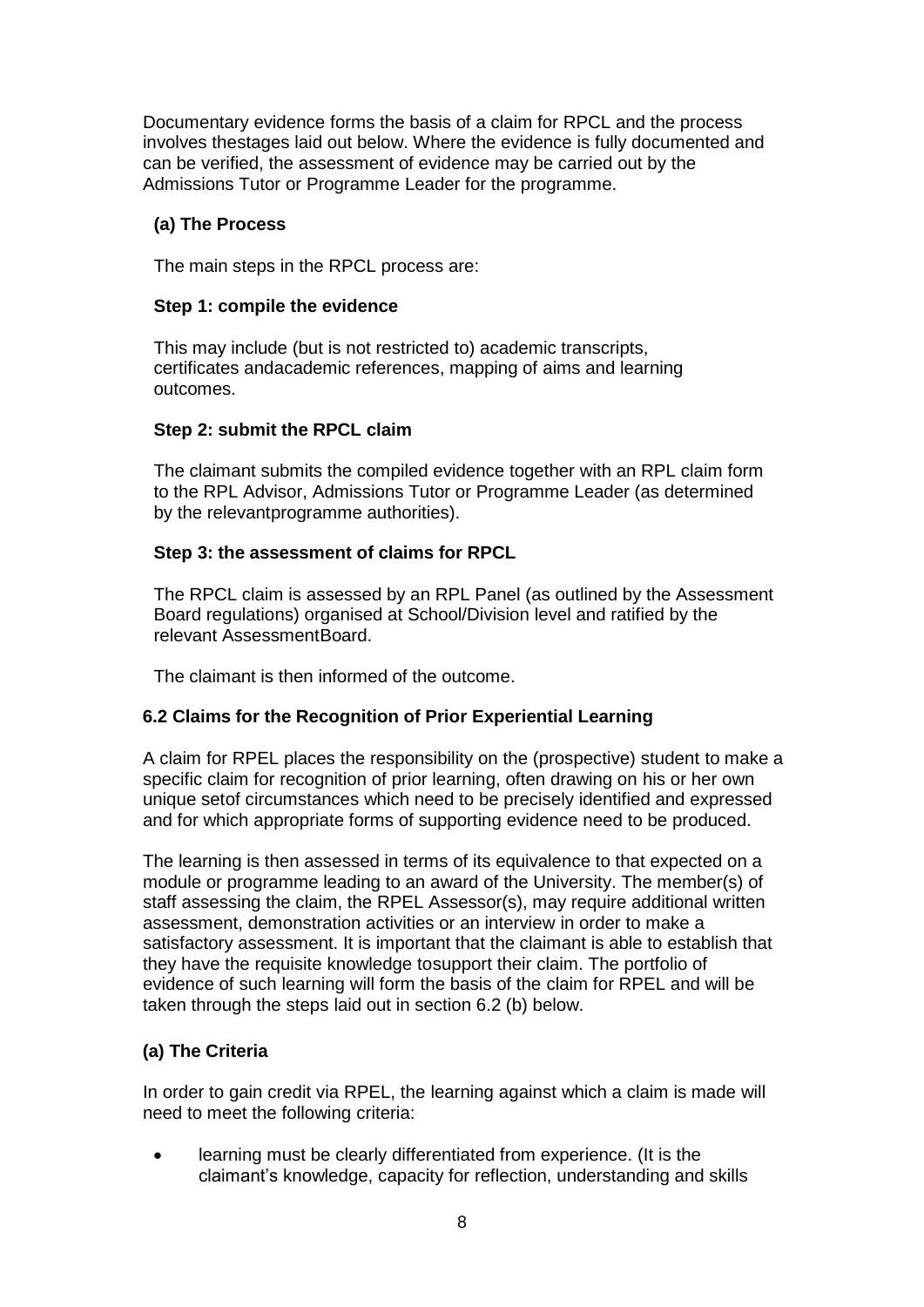Documentary evidence forms the basis of a claim for RPCL and the process involves thestages laid out below. Where the evidence is fully documented and can be verified, the assessment of evidence may be carried out by the Admissions Tutor or Programme Leader for the programme.

**(a) The Process**

The main steps in the RPCL process are:

**Step 1: compile the evidence**

This may include (but is not restricted to) academic transcripts, certificates andacademic references, mapping of aims and learning outcomes.

**Step 2: submit the RPCL claim**

The claimant submits the compiled evidence together with an RPL claim form to the RPL Advisor, Admissions Tutor or Programme Leader (as determined by the relevantprogramme authorities).

**Step 3: the assessment of claims for RPCL**

The RPCL claim is assessed by an RPL Panel (as outlined by the Assessment Board regulations) organised at School/Division level and ratified by the relevant AssessmentBoard.

The claimant is then informed of the outcome.

### 6.2 Claims for the Recognition of Prior Experiential Learning

A claim for RPEL places the responsibility on the (prospective) student to make a specific claim for recognition of prior learning, often drawing on his or her own unique setof circumstances which need to be precisely identified and expressed and for which appropriate forms of supporting evidence need to be produced.

The learning is then assessed in terms of its equivalence to that expected on a module or programme leading to an award of the University. The member(s) of staff assessing the claim, the RPEL Assessor(s), may require additional written assessment, demonstration activities or an interview in order to make a satisfactory assessment. It is important that the claimant is able to establish that they have the requisite knowledge tosupport their claim. The portfolio of evidence of such learning will form the basis of the claim for RPEL and will be taken through the steps laid out in section 6.2 (b) below.

**(a) The Criteria**

In order to gain credit via RPEL, the learning against which a claim is made will need to meet the following criteria:

- learning must be clearly differentiated from experience. (It is the claimant's knowledge, capacity for reflection, understanding and skills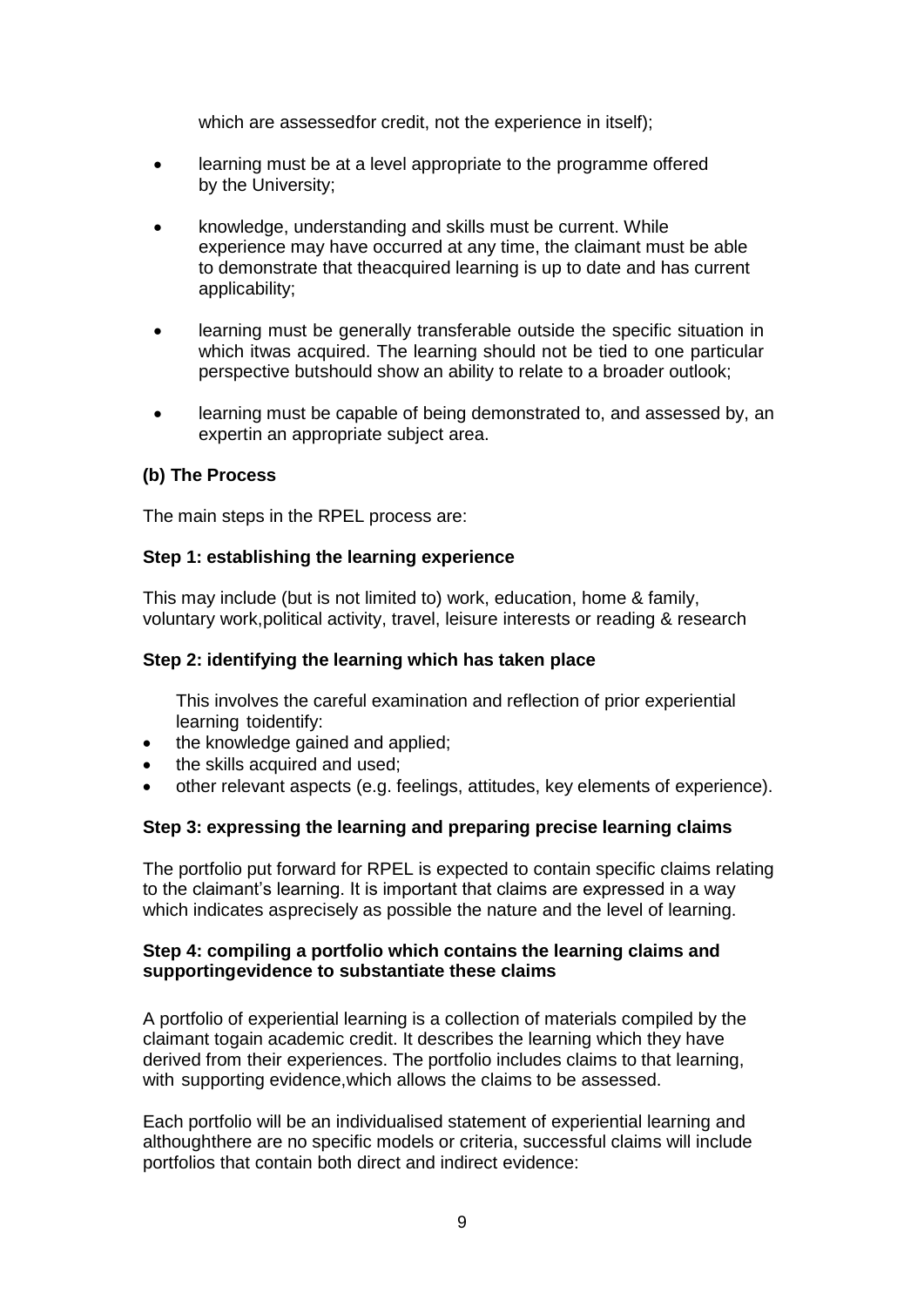which are assessedfor credit, not the experience in itself);

- learning must be at a level appropriate to the programme offered by the University;
- knowledge, understanding and skills must be current. While experience may have occurred at any time, the claimant must be able to demonstrate that theacquired learning is up to date and has current applicability;
- learning must be generally transferable outside the specific situation in which itwas acquired. The learning should not be tied to one particular perspective butshould show an ability to relate to a broader outlook;
- learning must be capable of being demonstrated to, and assessed by, an expertin an appropriate subject area.

**(b) The Process**

The main steps in the RPEL process are:

**Step 1: establishing the learning experience**

This may include (but is not limited to) work, education, home & family, voluntary work,political activity, travel, leisure interests or reading & research

**Step 2: identifying the learning which has taken place**

This involves the careful examination and reflection of prior experiential learning toidentify:

- the knowledge gained and applied;
- the skills acquired and used;
- other relevant aspects (e.g. feelings, attitudes, key elements of experience).

**Step 3: expressing the learning and preparing precise learning claims**

The portfolio put forward for RPEL is expected to contain specific claims relating to the claimant's learning. It is important that claims are expressed in a way which indicates asprecisely as possible the nature and the level of learning.

**Step 4: compiling a portfolio which contains the learning claims and supportingevidence to substantiate these claims**

A portfolio of experiential learning is a collection of materials compiled by the claimant togain academic credit. It describes the learning which they have derived from their experiences. The portfolio includes claims to that learning, with supporting evidence,which allows the claims to be assessed.

Each portfolio will be an individualised statement of experiential learning and althoughthere are no specific models or criteria, successful claims will include portfolios that contain both direct and indirect evidence: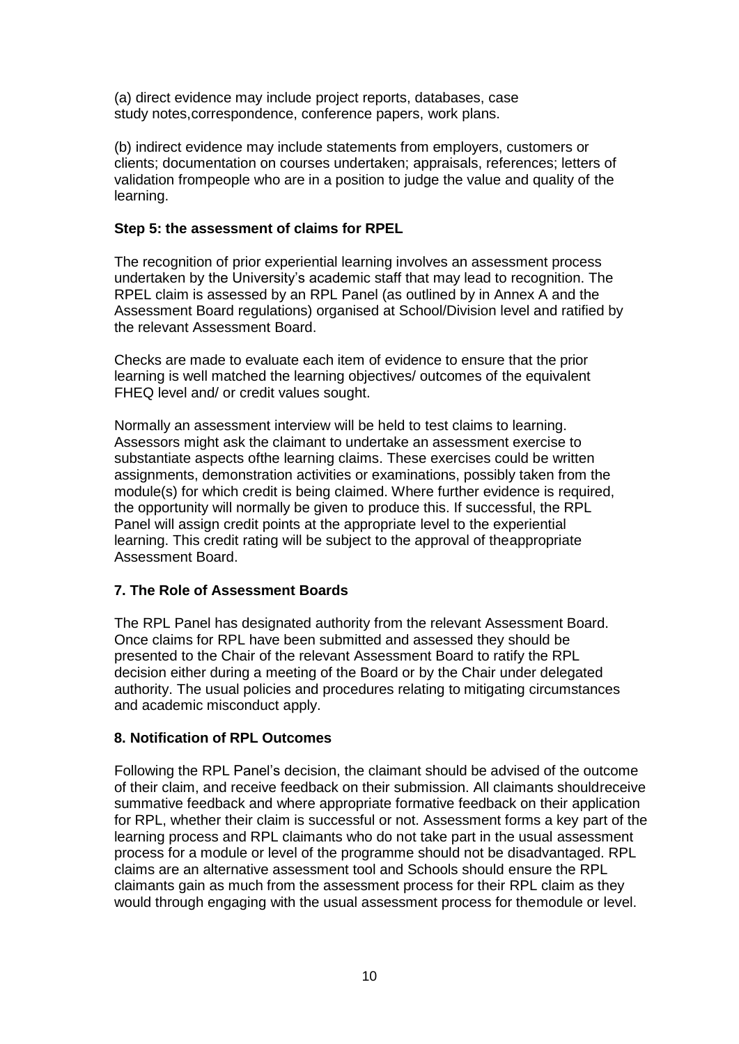(a) direct evidence may include project reports, databases, case study notes,correspondence, conference papers, work plans.

(b) indirect evidence may include statements from employers, customers or clients; documentation on courses undertaken; appraisals, references; letters of validation frompeople who are in a position to judge the value and quality of the learning.

**Step 5: the assessment of claims for RPEL**

The recognition of prior experiential learning involves an assessment process undertaken by the University's academic staff that may lead to recognition. The RPEL claim is assessed by an RPL Panel (as outlined by in Annex A and the Assessment Board regulations) organised at School/Division level and ratified by the relevant Assessment Board.

Checks are made to evaluate each item of evidence to ensure that the prior learning is well matched the learning objectives/ outcomes of the equivalent FHEQ level and/ or credit values sought.

Normally an assessment interview will be held to test claims to learning. Assessors might ask the claimant to undertake an assessment exercise to substantiate aspects ofthe learning claims. These exercises could be written assignments, demonstration activities or examinations, possibly taken from the module(s) for which credit is being claimed. Where further evidence is required, the opportunity will normally be given to produce this. If successful, the RPL Panel will assign credit points at the appropriate level to the experiential learning. This credit rating will be subject to the approval of theappropriate Assessment Board.

## 7. The Role of Assessment Boards

The RPL Panel has designated authority from the relevant Assessment Board. Once claims for RPL have been submitted and assessed they should be presented to the Chair of the relevant Assessment Board to ratify the RPL decision either during a meeting of the Board or by the Chair under delegated authority. The usual policies and procedures relating to mitigating circumstances and academic misconduct apply.

## 8. Notification of RPL Outcomes

Following the RPL Panel's decision, the claimant should be advised of the outcome of their claim, and receive feedback on their submission. All claimants shouldreceive summative feedback and where appropriate formative feedback on their application for RPL, whether their claim is successful or not. Assessment forms a key part of the learning process and RPL claimants who do not take part in the usual assessment process for a module or level of the programme should not be disadvantaged. RPL claims are an alternative assessment tool and Schools should ensure the RPL claimants gain as much from the assessment process for their RPL claim as they would through engaging with the usual assessment process for themodule or level.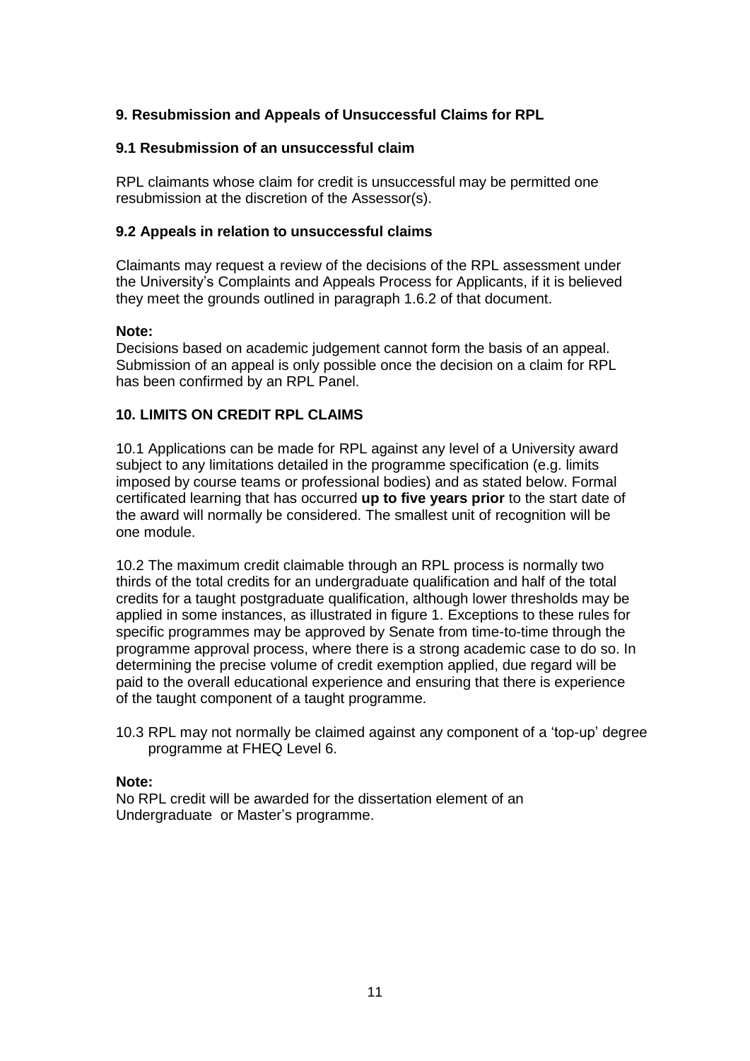## 9. Resubmission and Appeals of Unsuccessful Claims for RPL

### 9.1 Resubmission of an unsuccessful claim

RPL claimants whose claim for credit is unsuccessful may be permitted one resubmission at the discretion of the Assessor(s).

### 9.2 Appeals in relation to unsuccessful claims

Claimants may request a review of the decisions of the RPL assessment under the University's Complaints and Appeals Process for Applicants, if it is believed they meet the grounds outlined in paragraph 1.6.2 of that document.

**Note:**
Decisions based on academic judgement cannot form the basis of an appeal. Submission of an appeal is only possible once the decision on a claim for RPL has been confirmed by an RPL Panel.

## 10. LIMITS ON CREDIT RPL CLAIMS

10.1 Applications can be made for RPL against any level of a University award subject to any limitations detailed in the programme specification (e.g. limits imposed by course teams or professional bodies) and as stated below. Formal certificated learning that has occurred **up to five years prior** to the start date of the award will normally be considered. The smallest unit of recognition will be one module.

10.2 The maximum credit claimable through an RPL process is normally two thirds of the total credits for an undergraduate qualification and half of the total credits for a taught postgraduate qualification, although lower thresholds may be applied in some instances, as illustrated in figure 1. Exceptions to these rules for specific programmes may be approved by Senate from time-to-time through the programme approval process, where there is a strong academic case to do so. In determining the precise volume of credit exemption applied, due regard will be paid to the overall educational experience and ensuring that there is experience of the taught component of a taught programme.

10.3 RPL may not normally be claimed against any component of a 'top-up' degree programme at FHEQ Level 6.

**Note:**
No RPL credit will be awarded for the dissertation element of an Undergraduate or Master's programme.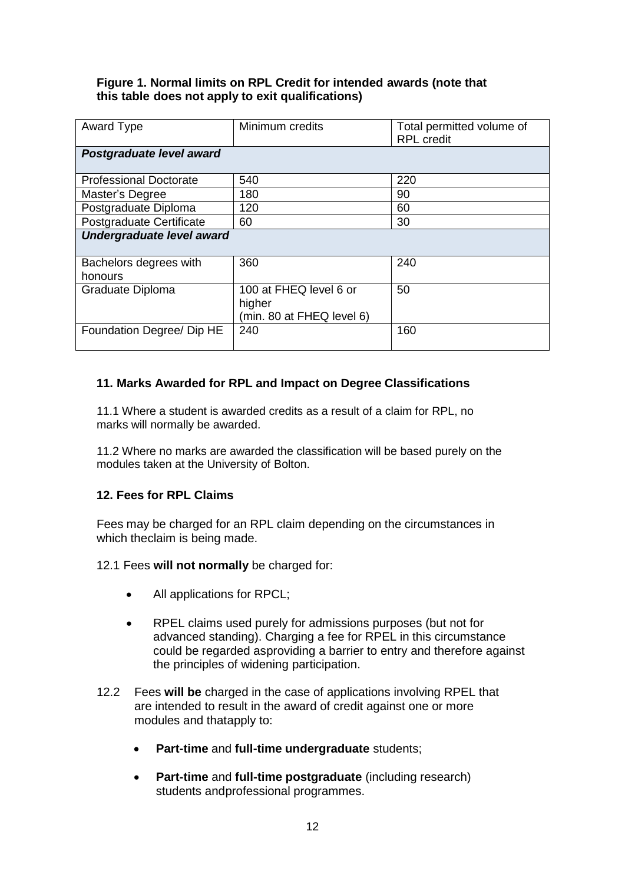**Figure 1. Normal limits on RPL Credit for intended awards (note that this table does not apply to exit qualifications)**

| Award Type | Minimum credits | Total permitted volume of RPL credit |
|---|---|---|
| ***Postgraduate level award*** | | |
| Professional Doctorate | 540 | 220 |
| Master's Degree | 180 | 90 |
| Postgraduate Diploma | 120 | 60 |
| Postgraduate Certificate | 60 | 30 |
| ***Undergraduate level award*** | | |
| Bachelors degrees with honours | 360 | 240 |
| Graduate Diploma | 100 at FHEQ level 6 or higher (min. 80 at FHEQ level 6) | 50 |
| Foundation Degree/ Dip HE | 240 | 160 |

### 11. Marks Awarded for RPL and Impact on Degree Classifications

11.1 Where a student is awarded credits as a result of a claim for RPL, no marks will normally be awarded.

11.2 Where no marks are awarded the classification will be based purely on the modules taken at the University of Bolton.

### 12. Fees for RPL Claims

Fees may be charged for an RPL claim depending on the circumstances in which theclaim is being made.

12.1 Fees **will not normally** be charged for:

- All applications for RPCL;
- RPEL claims used purely for admissions purposes (but not for advanced standing). Charging a fee for RPEL in this circumstance could be regarded asproviding a barrier to entry and therefore against the principles of widening participation.

12.2 Fees **will be** charged in the case of applications involving RPEL that are intended to result in the award of credit against one or more modules and thatapply to:

- **Part-time** and **full-time undergraduate** students;
- **Part-time** and **full-time postgraduate** (including research) students andprofessional programmes.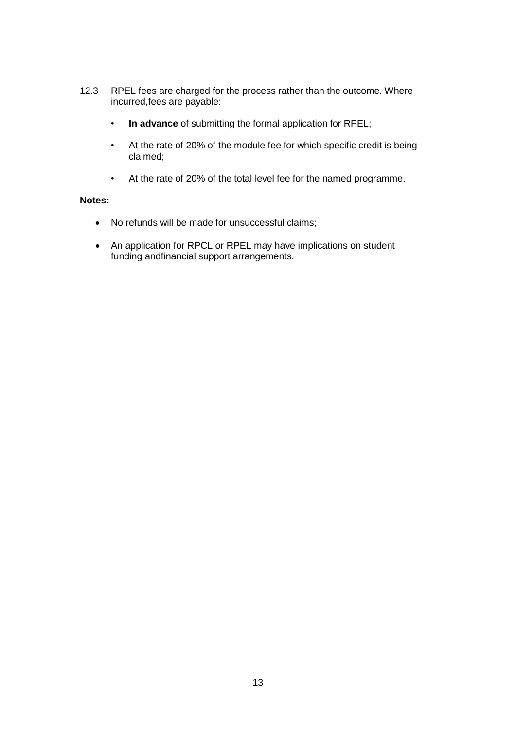12.3 RPEL fees are charged for the process rather than the outcome. Where incurred,fees are payable:

- **In advance** of submitting the formal application for RPEL;
- At the rate of 20% of the module fee for which specific credit is being claimed;
- At the rate of 20% of the total level fee for the named programme.

**Notes:**

- No refunds will be made for unsuccessful claims;
- An application for RPCL or RPEL may have implications on student funding andfinancial support arrangements.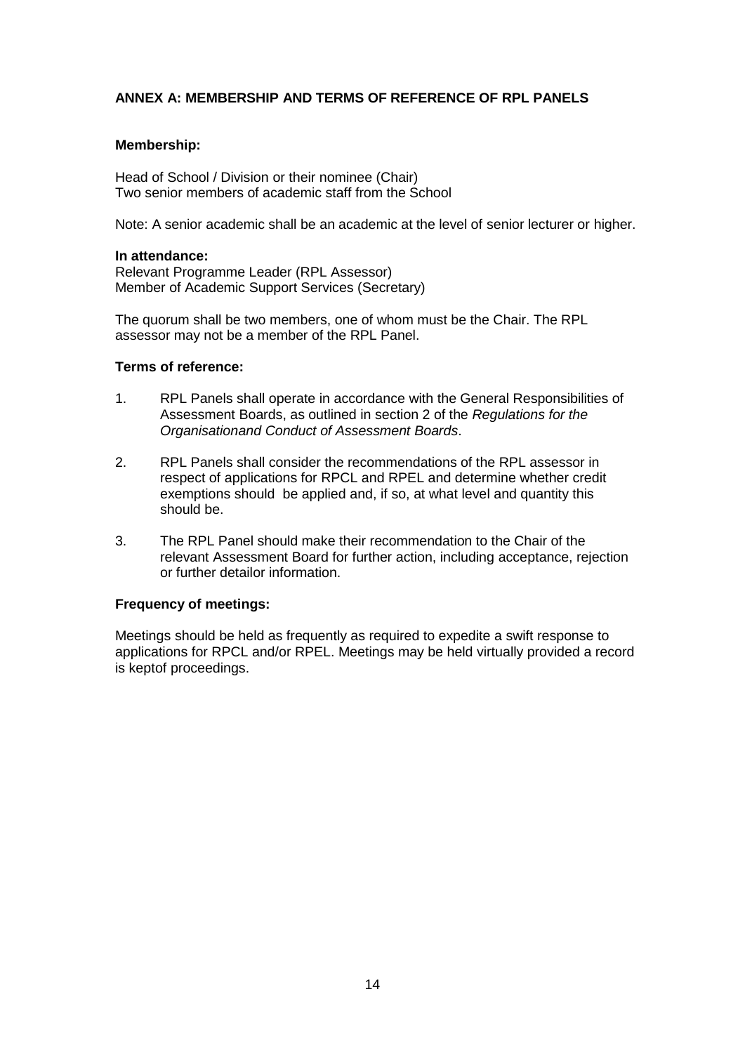## ANNEX A: MEMBERSHIP AND TERMS OF REFERENCE OF RPL PANELS

### Membership:

Head of School / Division or their nominee (Chair)
Two senior members of academic staff from the School

Note: A senior academic shall be an academic at the level of senior lecturer or higher.

### In attendance:

Relevant Programme Leader (RPL Assessor)
Member of Academic Support Services (Secretary)

The quorum shall be two members, one of whom must be the Chair. The RPL assessor may not be a member of the RPL Panel.

### Terms of reference:

1. RPL Panels shall operate in accordance with the General Responsibilities of Assessment Boards, as outlined in section 2 of the *Regulations for the Organisationand Conduct of Assessment Boards*.

2. RPL Panels shall consider the recommendations of the RPL assessor in respect of applications for RPCL and RPEL and determine whether credit exemptions should be applied and, if so, at what level and quantity this should be.

3. The RPL Panel should make their recommendation to the Chair of the relevant Assessment Board for further action, including acceptance, rejection or further detailor information.

### Frequency of meetings:

Meetings should be held as frequently as required to expedite a swift response to applications for RPCL and/or RPEL. Meetings may be held virtually provided a record is keptof proceedings.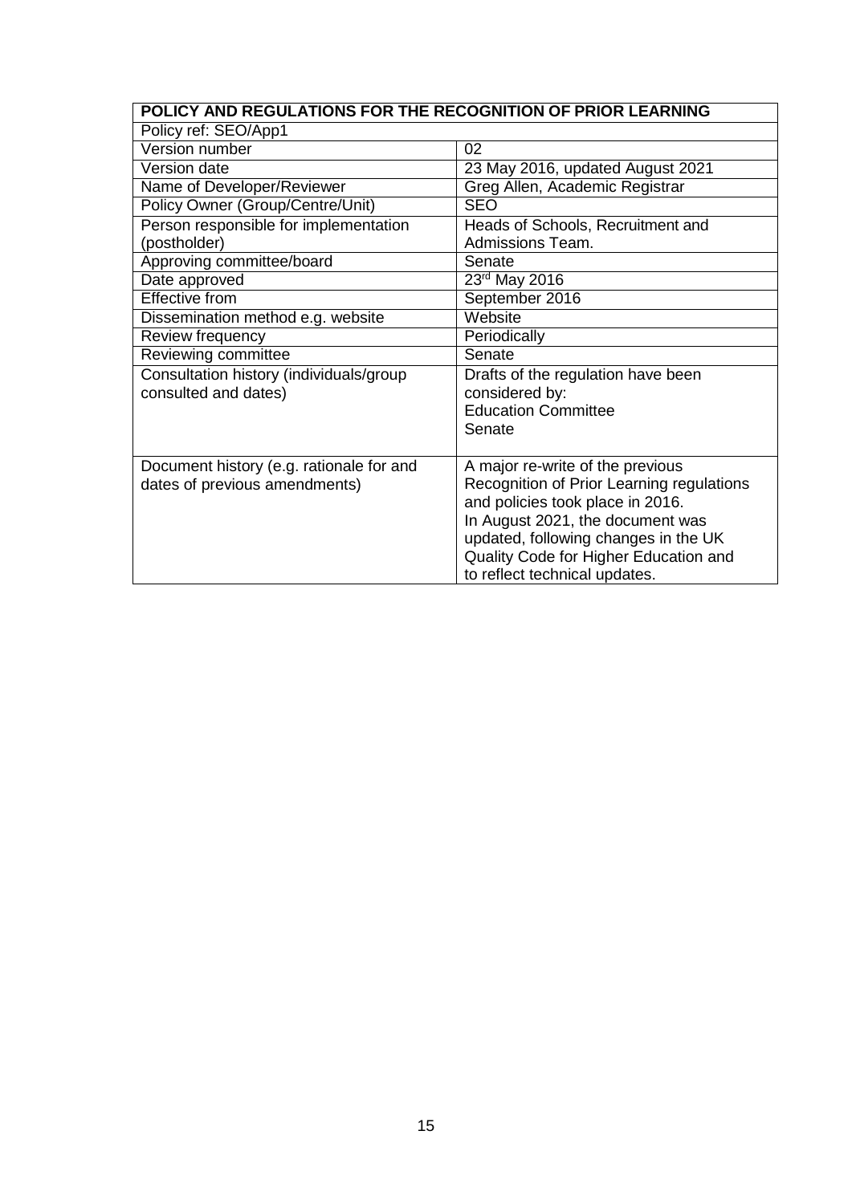| POLICY AND REGULATIONS FOR THE RECOGNITION OF PRIOR LEARNING | |
| --- | --- |
| Policy ref: SEO/App1 | |
| Version number | 02 |
| Version date | 23 May 2016, updated August 2021 |
| Name of Developer/Reviewer | Greg Allen, Academic Registrar |
| Policy Owner (Group/Centre/Unit) | SEO |
| Person responsible for implementation (postholder) | Heads of Schools, Recruitment and Admissions Team. |
| Approving committee/board | Senate |
| Date approved | 23rd May 2016 |
| Effective from | September 2016 |
| Dissemination method e.g. website | Website |
| Review frequency | Periodically |
| Reviewing committee | Senate |
| Consultation history (individuals/group consulted and dates) | Drafts of the regulation have been considered by:<br>Education Committee<br>Senate |
| Document history (e.g. rationale for and dates of previous amendments) | A major re-write of the previous Recognition of Prior Learning regulations and policies took place in 2016.<br>In August 2021, the document was updated, following changes in the UK Quality Code for Higher Education and to reflect technical updates. |